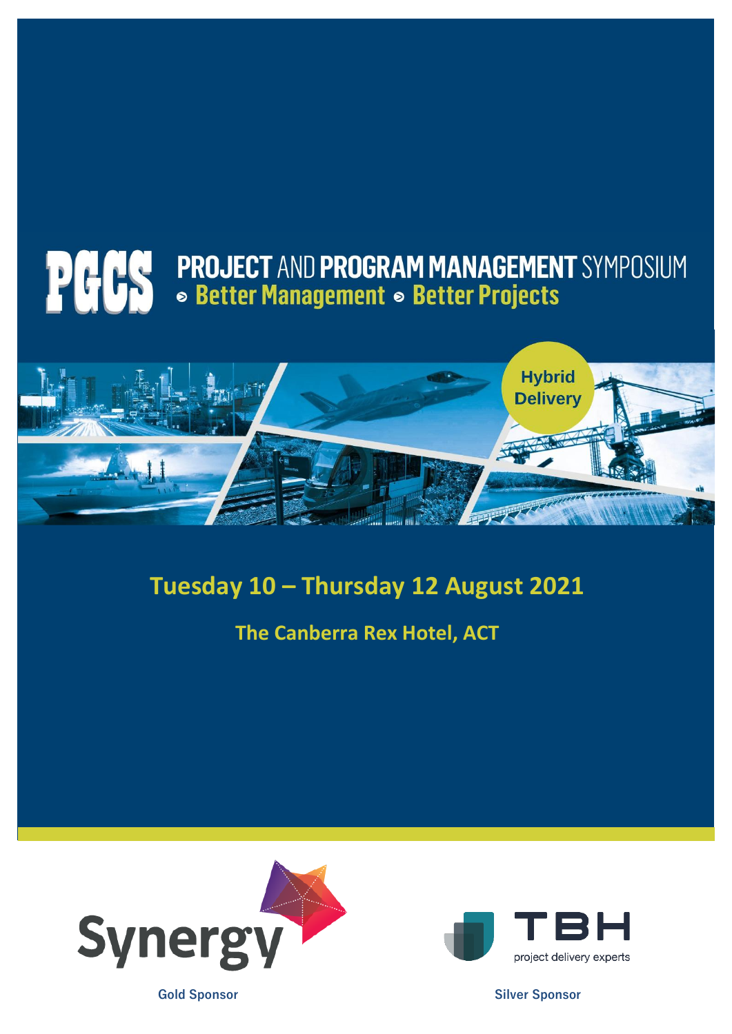# PGCS PROJECT AND PROGRAM MANAGEMENT SYMPOSIUM

**Better Management • Better Projects**

Hybrid Delivery

## Tuesday 10 – Thursday 12 August 2021

### The Canberra Rex Hotel, ACT

Synergy

Gold Sponsor

TBH project delivery experts

Silver Sponsor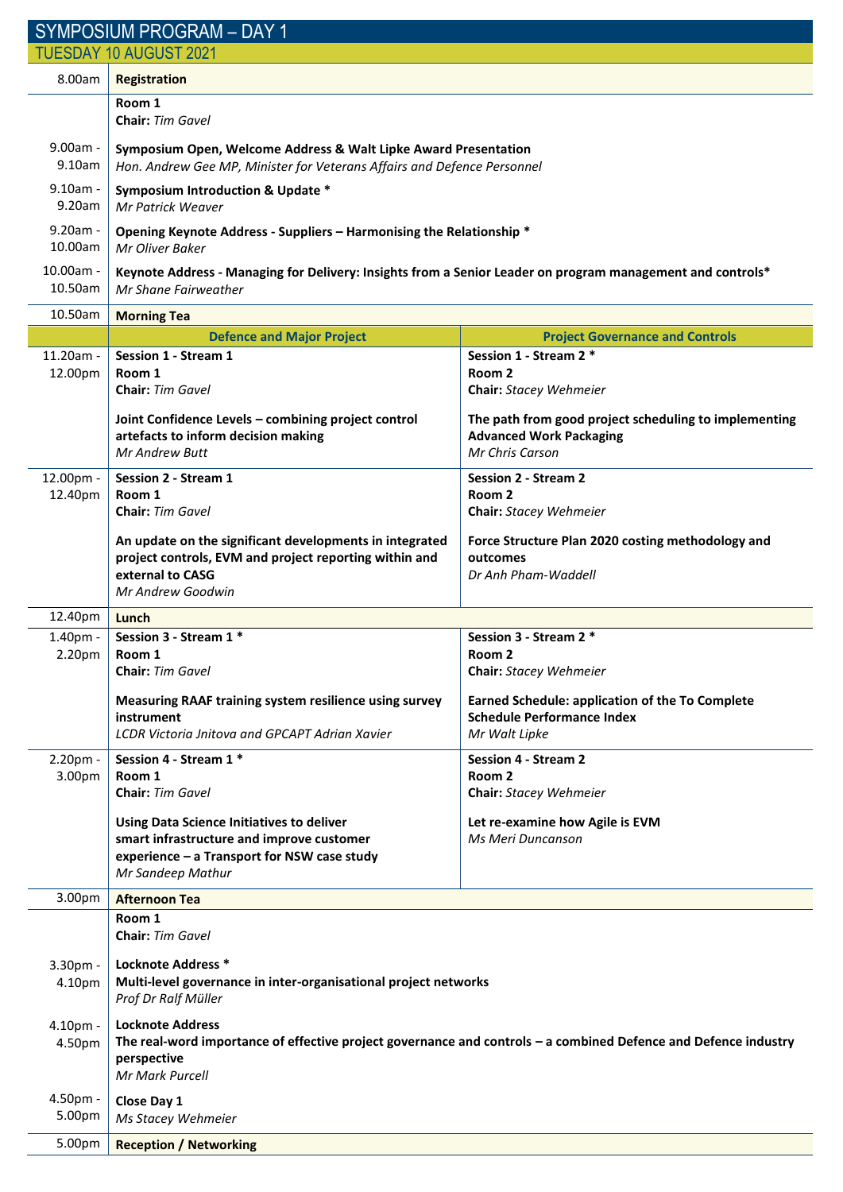# SYMPOSIUM PROGRAM – DAY 1

## TUESDAY 10 AUGUST 2021

| Time | Program | |
|---|---|---|
| 8.00am | **Registration** | |
| | **Room 1**<br>**Chair:** *Tim Gavel* | |
| 9.00am - 9.10am | **Symposium Open, Welcome Address & Walt Lipke Award Presentation**<br>*Hon. Andrew Gee MP, Minister for Veterans Affairs and Defence Personnel* | |
| 9.10am - 9.20am | **Symposium Introduction & Update \***<br>*Mr Patrick Weaver* | |
| 9.20am - 10.00am | **Opening Keynote Address - Suppliers – Harmonising the Relationship \***<br>*Mr Oliver Baker* | |
| 10.00am - 10.50am | **Keynote Address - Managing for Delivery: Insights from a Senior Leader on program management and controls\***<br>*Mr Shane Fairweather* | |
| 10.50am | **Morning Tea** | |
| | **Defence and Major Project** | **Project Governance and Controls** |
| 11.20am - 12.00pm | **Session 1 - Stream 1**<br>**Room 1**<br>**Chair:** *Tim Gavel*<br><br>**Joint Confidence Levels – combining project control artefacts to inform decision making**<br>*Mr Andrew Butt* | **Session 1 - Stream 2 \***<br>**Room 2**<br>**Chair:** *Stacey Wehmeier*<br><br>**The path from good project scheduling to implementing Advanced Work Packaging**<br>*Mr Chris Carson* |
| 12.00pm - 12.40pm | **Session 2 - Stream 1**<br>**Room 1**<br>**Chair:** *Tim Gavel*<br><br>**An update on the significant developments in integrated project controls, EVM and project reporting within and external to CASG**<br>*Mr Andrew Goodwin* | **Session 2 - Stream 2**<br>**Room 2**<br>**Chair:** *Stacey Wehmeier*<br><br>**Force Structure Plan 2020 costing methodology and outcomes**<br>*Dr Anh Pham-Waddell* |
| 12.40pm | **Lunch** | |
| 1.40pm - 2.20pm | **Session 3 - Stream 1 \***<br>**Room 1**<br>**Chair:** *Tim Gavel*<br><br>**Measuring RAAF training system resilience using survey instrument**<br>*LCDR Victoria Jnitova and GPCAPT Adrian Xavier* | **Session 3 - Stream 2 \***<br>**Room 2**<br>**Chair:** *Stacey Wehmeier*<br><br>**Earned Schedule: application of the To Complete Schedule Performance Index**<br>*Mr Walt Lipke* |
| 2.20pm - 3.00pm | **Session 4 - Stream 1 \***<br>**Room 1**<br>**Chair:** *Tim Gavel*<br><br>**Using Data Science Initiatives to deliver smart infrastructure and improve customer experience – a Transport for NSW case study**<br>*Mr Sandeep Mathur* | **Session 4 - Stream 2**<br>**Room 2**<br>**Chair:** *Stacey Wehmeier*<br><br>**Let re-examine how Agile is EVM**<br>*Ms Meri Duncanson* |
| 3.00pm | **Afternoon Tea** | |
| | **Room 1**<br>**Chair:** *Tim Gavel* | |
| 3.30pm - 4.10pm | **Locknote Address \***<br>**Multi-level governance in inter-organisational project networks**<br>*Prof Dr Ralf Müller* | |
| 4.10pm - 4.50pm | **Locknote Address**<br>**The real-word importance of effective project governance and controls – a combined Defence and Defence industry perspective**<br>*Mr Mark Purcell* | |
| 4.50pm - 5.00pm | **Close Day 1**<br>*Ms Stacey Wehmeier* | |
| 5.00pm | **Reception / Networking** | |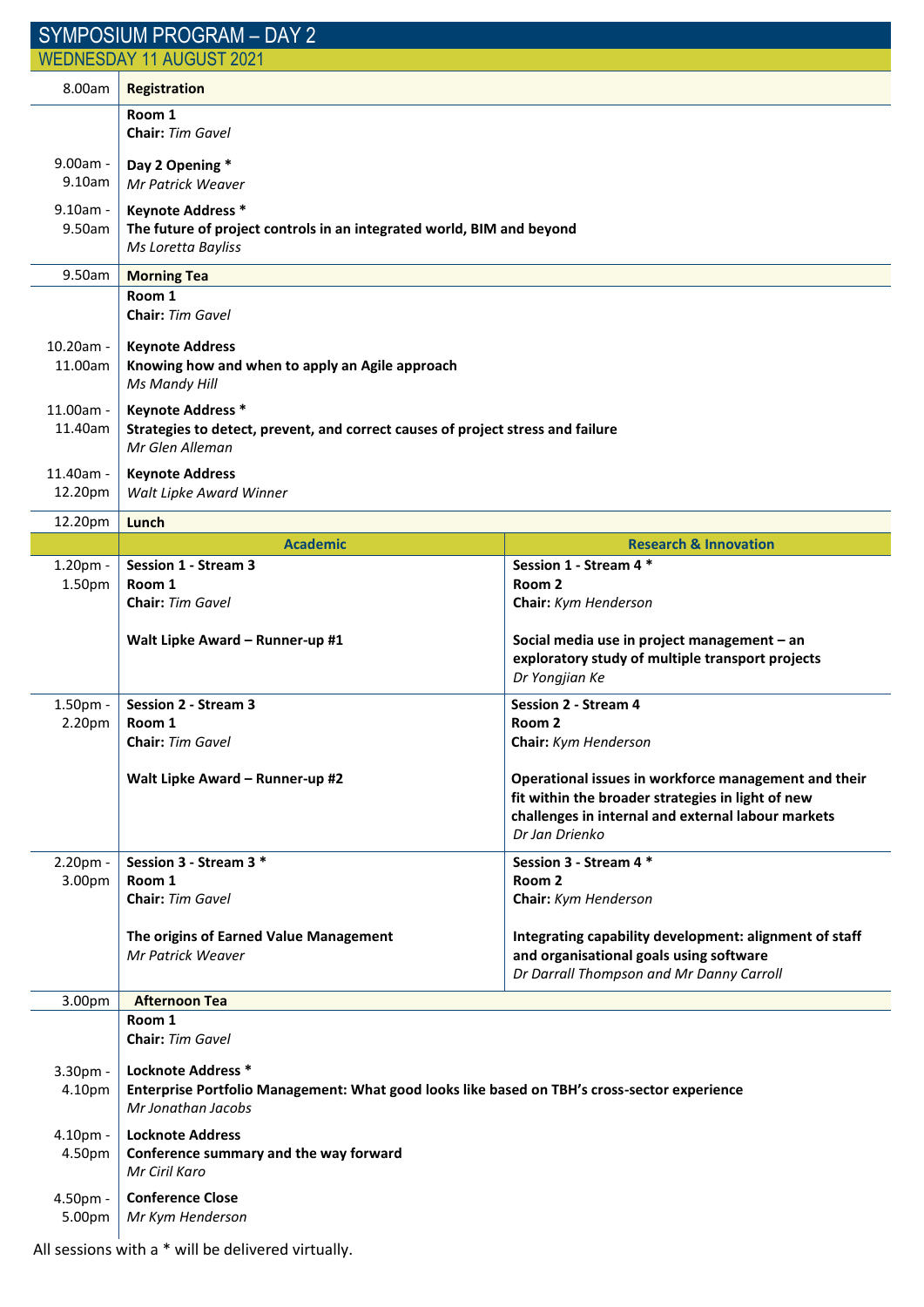# SYMPOSIUM PROGRAM – DAY 2

## WEDNESDAY 11 AUGUST 2021

| Time | Session | |
|---|---|---|
| 8.00am | **Registration** | |
| | **Room 1**<br>**Chair:** *Tim Gavel* | |
| 9.00am - 9.10am | **Day 2 Opening** *<br>*Mr Patrick Weaver* | |
| 9.10am - 9.50am | **Keynote Address** *<br>**The future of project controls in an integrated world, BIM and beyond**<br>*Ms Loretta Bayliss* | |
| 9.50am | **Morning Tea** | |
| | **Room 1**<br>**Chair:** *Tim Gavel* | |
| 10.20am - 11.00am | **Keynote Address**<br>**Knowing how and when to apply an Agile approach**<br>*Ms Mandy Hill* | |
| 11.00am - 11.40am | **Keynote Address** *<br>**Strategies to detect, prevent, and correct causes of project stress and failure**<br>*Mr Glen Alleman* | |
| 11.40am - 12.20pm | **Keynote Address**<br>*Walt Lipke Award Winner* | |
| 12.20pm | **Lunch** | |
| | **Academic** | **Research & Innovation** |
| 1.20pm - 1.50pm | **Session 1 - Stream 3**<br>**Room 1**<br>**Chair:** *Tim Gavel*<br><br>**Walt Lipke Award – Runner-up #1** | **Session 1 - Stream 4** *<br>**Room 2**<br>**Chair:** *Kym Henderson*<br><br>**Social media use in project management – an exploratory study of multiple transport projects**<br>*Dr Yongjian Ke* |
| 1.50pm - 2.20pm | **Session 2 - Stream 3**<br>**Room 1**<br>**Chair:** *Tim Gavel*<br><br>**Walt Lipke Award – Runner-up #2** | **Session 2 - Stream 4**<br>**Room 2**<br>**Chair:** *Kym Henderson*<br><br>**Operational issues in workforce management and their fit within the broader strategies in light of new challenges in internal and external labour markets**<br>*Dr Jan Drienko* |
| 2.20pm - 3.00pm | **Session 3 - Stream 3** *<br>**Room 1**<br>**Chair:** *Tim Gavel*<br><br>**The origins of Earned Value Management**<br>*Mr Patrick Weaver* | **Session 3 - Stream 4** *<br>**Room 2**<br>**Chair:** *Kym Henderson*<br><br>**Integrating capability development: alignment of staff and organisational goals using software**<br>*Dr Darrall Thompson and Mr Danny Carroll* |
| 3.00pm | **Afternoon Tea** | |
| | **Room 1**<br>**Chair:** *Tim Gavel* | |
| 3.30pm - 4.10pm | **Locknote Address** *<br>**Enterprise Portfolio Management: What good looks like based on TBH's cross-sector experience**<br>*Mr Jonathan Jacobs* | |
| 4.10pm - 4.50pm | **Locknote Address**<br>**Conference summary and the way forward**<br>*Mr Ciril Karo* | |
| 4.50pm - 5.00pm | **Conference Close**<br>*Mr Kym Henderson* | |

All sessions with a * will be delivered virtually.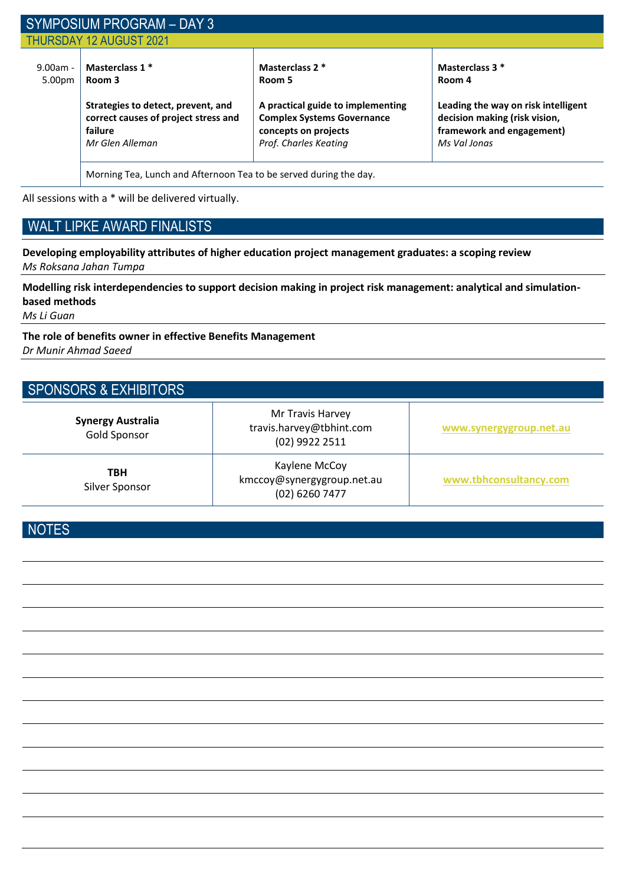## SYMPOSIUM PROGRAM – DAY 3

### THURSDAY 12 AUGUST 2021

| | | | |
|---|---|---|---|
| 9.00am - 5.00pm | **Masterclass 1 \*** **Room 3** **Strategies to detect, prevent, and correct causes of project stress and failure** *Mr Glen Alleman* | **Masterclass 2 \*** **Room 5** **A practical guide to implementing Complex Systems Governance concepts on projects** *Prof. Charles Keating* | **Masterclass 3 \*** **Room 4** **Leading the way on risk intelligent decision making (risk vision, framework and engagement)** *Ms Val Jonas* |
| | Morning Tea, Lunch and Afternoon Tea to be served during the day. | | |

All sessions with a * will be delivered virtually.

## WALT LIPKE AWARD FINALISTS

**Developing employability attributes of higher education project management graduates: a scoping review**
*Ms Roksana Jahan Tumpa*

**Modelling risk interdependencies to support decision making in project risk management: analytical and simulation-based methods**
*Ms Li Guan*

**The role of benefits owner in effective Benefits Management**
*Dr Munir Ahmad Saeed*

## SPONSORS & EXHIBITORS

| | | |
|---|---|---|
| **Synergy Australia** Gold Sponsor | Mr Travis Harvey travis.harvey@tbhint.com (02) 9922 2511 | www.synergygroup.net.au |
| **TBH** Silver Sponsor | Kaylene McCoy kmccoy@synergygroup.net.au (02) 6260 7477 | www.tbhconsultancy.com |

## NOTES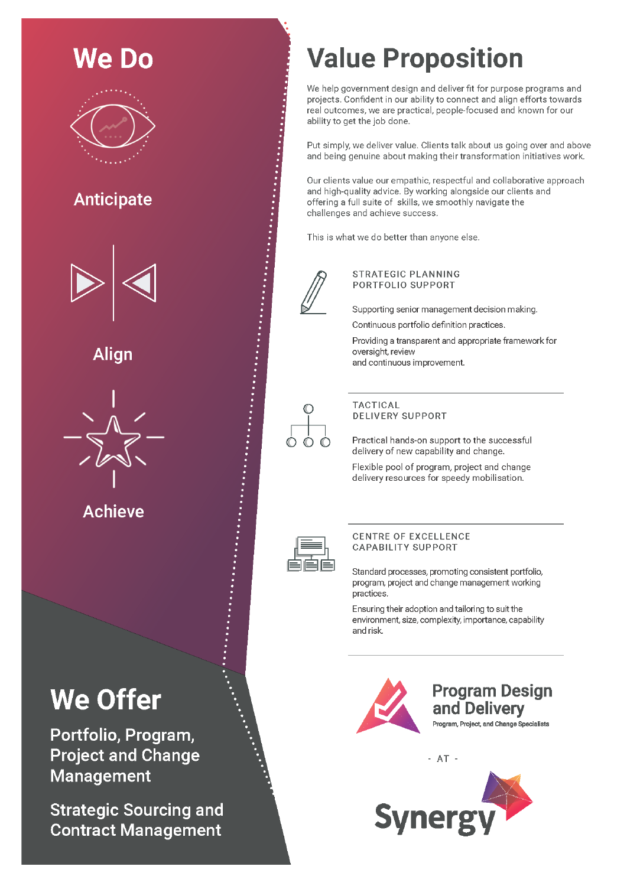## We Do

### Anticipate

### Align

### Achieve

## We Offer

**Portfolio, Program, Project and Change Management**

**Strategic Sourcing and Contract Management**

# Value Proposition

We help government design and deliver fit for purpose programs and projects. Confident in our ability to connect and align efforts towards real outcomes, we are practical, people-focused and known for our ability to get the job done.

Put simply, we deliver value. Clients talk about us going over and above and being genuine about making their transformation initiatives work.

Our clients value our empathic, respectful and collaborative approach and high-quality advice. By working alongside our clients and offering a full suite of skills, we smoothly navigate the challenges and achieve success.

This is what we do better than anyone else.

### STRATEGIC PLANNING PORTFOLIO SUPPORT

Supporting senior management decision making.

Continuous portfolio definition practices.

Providing a transparent and appropriate framework for oversight, review and continuous improvement.

### TACTICAL DELIVERY SUPPORT

Practical hands-on support to the successful delivery of new capability and change.

Flexible pool of program, project and change delivery resources for speedy mobilisation.

### CENTRE OF EXCELLENCE CAPABILITY SUPPORT

Standard processes, promoting consistent portfolio, program, project and change management working practices.

Ensuring their adoption and tailoring to suit the environment, size, complexity, importance, capability and risk.

**Program Design and Delivery**
Program, Project, and Change Specialists

- AT -

**Synergy**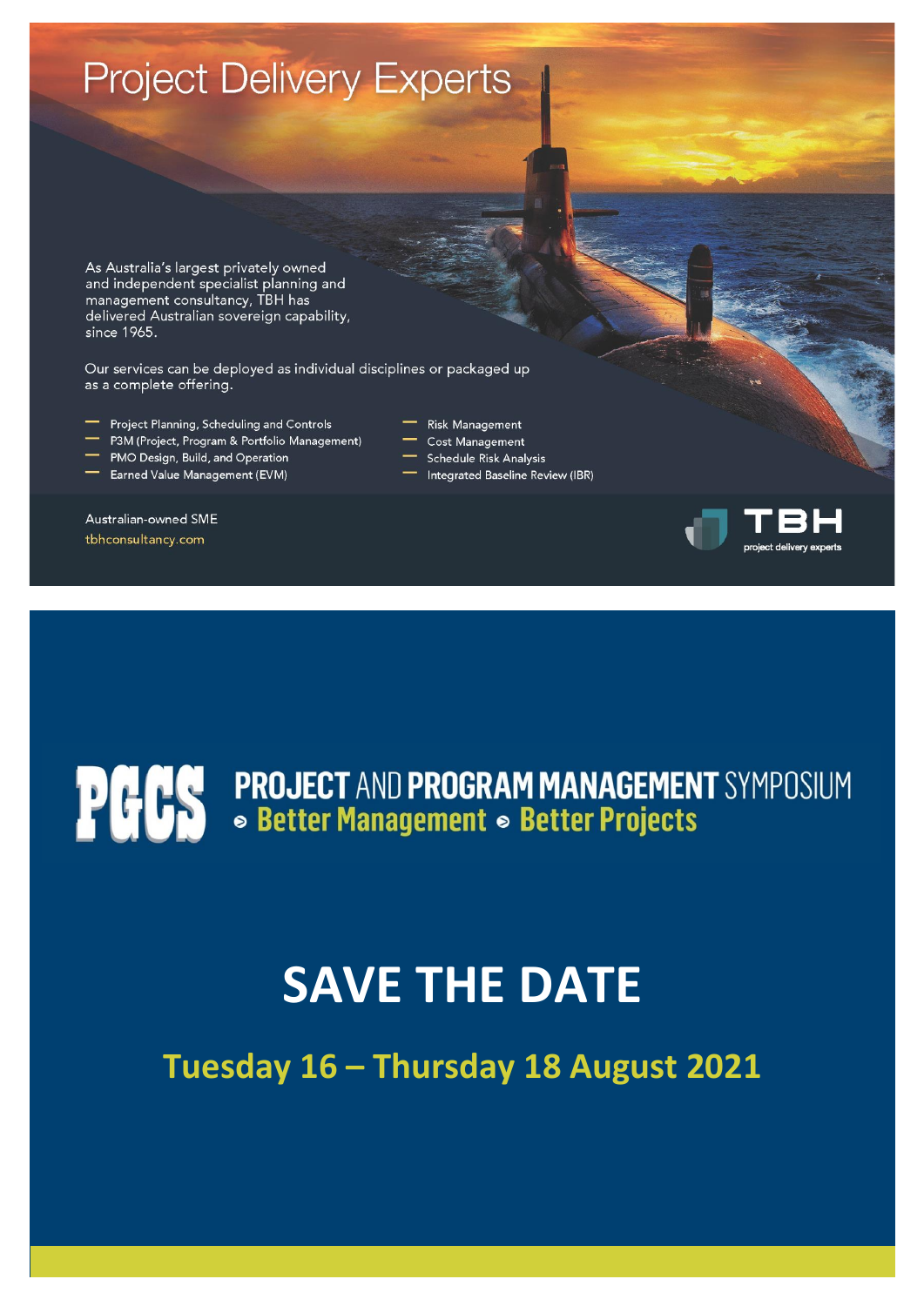# Project Delivery Experts

As Australia's largest privately owned and independent specialist planning and management consultancy, TBH has delivered Australian sovereign capability, since 1965.

Our services can be deployed as individual disciplines or packaged up as a complete offering.

- Project Planning, Scheduling and Controls
- P3M (Project, Program & Portfolio Management)
- PMO Design, Build, and Operation
- Earned Value Management (EVM)
- Risk Management
- Cost Management
- Schedule Risk Analysis
- Integrated Baseline Review (IBR)

Australian-owned SME
tbhconsultancy.com

TBH
project delivery experts

# PGCS PROJECT AND PROGRAM MANAGEMENT SYMPOSIUM

Better Management • Better Projects

# SAVE THE DATE

## Tuesday 16 – Thursday 18 August 2021